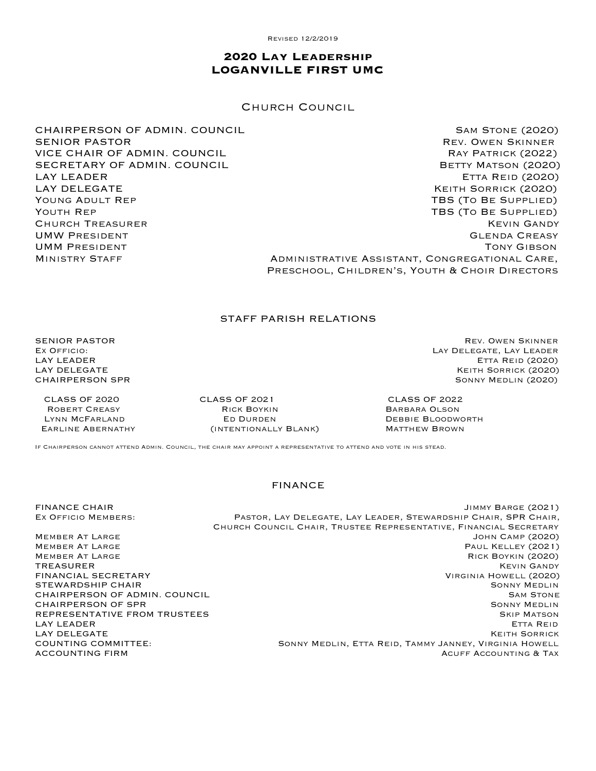Revised 12/2/2019

# 2020 Lay Leadership
# LOGANVILLE FIRST UMC

## Church Council

| | |
|---|---|
| CHAIRPERSON OF ADMIN. COUNCIL | Sam Stone (2020) |
| SENIOR PASTOR | Rev. Owen Skinner |
| VICE CHAIR OF ADMIN. COUNCIL | Ray Patrick (2022) |
| SECRETARY OF ADMIN. COUNCIL | Betty Matson (2020) |
| LAY LEADER | Etta Reid (2020) |
| LAY DELEGATE | Keith Sorrick (2020) |
| Young Adult Rep | TBS (To Be Supplied) |
| Youth Rep | TBS (To Be Supplied) |
| Church Treasurer | Kevin Gandy |
| UMW President | Glenda Creasy |
| UMM President | Tony Gibson |
| Ministry Staff | Administrative Assistant, Congregational Care, Preschool, Children's, Youth & Choir Directors |

## staff parish relations

| | |
|---|---|
| SENIOR PASTOR | Rev. Owen Skinner |
| Ex Officio: | Lay Delegate, Lay Leader |
| LAY LEADER | Etta Reid (2020) |
| LAY DELEGATE | Keith Sorrick (2020) |
| CHAIRPERSON SPR | Sonny Medlin (2020) |

| CLASS OF 2020 | CLASS OF 2021 | CLASS OF 2022 |
|---|---|---|
| Robert Creasy | Rick Boykin | Barbara Olson |
| Lynn McFarland | Ed Durden | Debbie Bloodworth |
| Earline Abernathy | (intentionally Blank) | Matthew Brown |

If Chairperson cannot attend Admin. Council, the chair may appoint a representative to attend and vote in his stead.

## finance

| | |
|---|---|
| FINANCE CHAIR | Jimmy Barge (2021) |
| Ex Officio Members: | Pastor, Lay Delegate, Lay Leader, Stewardship Chair, SPR Chair, Church Council Chair, Trustee Representative, Financial Secretary |
| Member At Large | John Camp (2020) |
| Member At Large | Paul Kelley (2021) |
| Member At Large | Rick Boykin (2020) |
| TREASURER | Kevin Gandy |
| FINANCIAL SECRETARY | Virginia Howell (2020) |
| STEWARDSHIP CHAIR | Sonny Medlin |
| CHAIRPERSON OF ADMIN. COUNCIL | Sam Stone |
| CHAIRPERSON OF SPR | Sonny Medlin |
| REPRESENTATIVE FROM TRUSTEES | Skip Matson |
| LAY LEADER | Etta Reid |
| LAY DELEGATE | Keith Sorrick |
| COUNTING COMMITTEE: | Sonny Medlin, Etta Reid, Tammy Janney, Virginia Howell |
| ACCOUNTING FIRM | Acuff Accounting & Tax |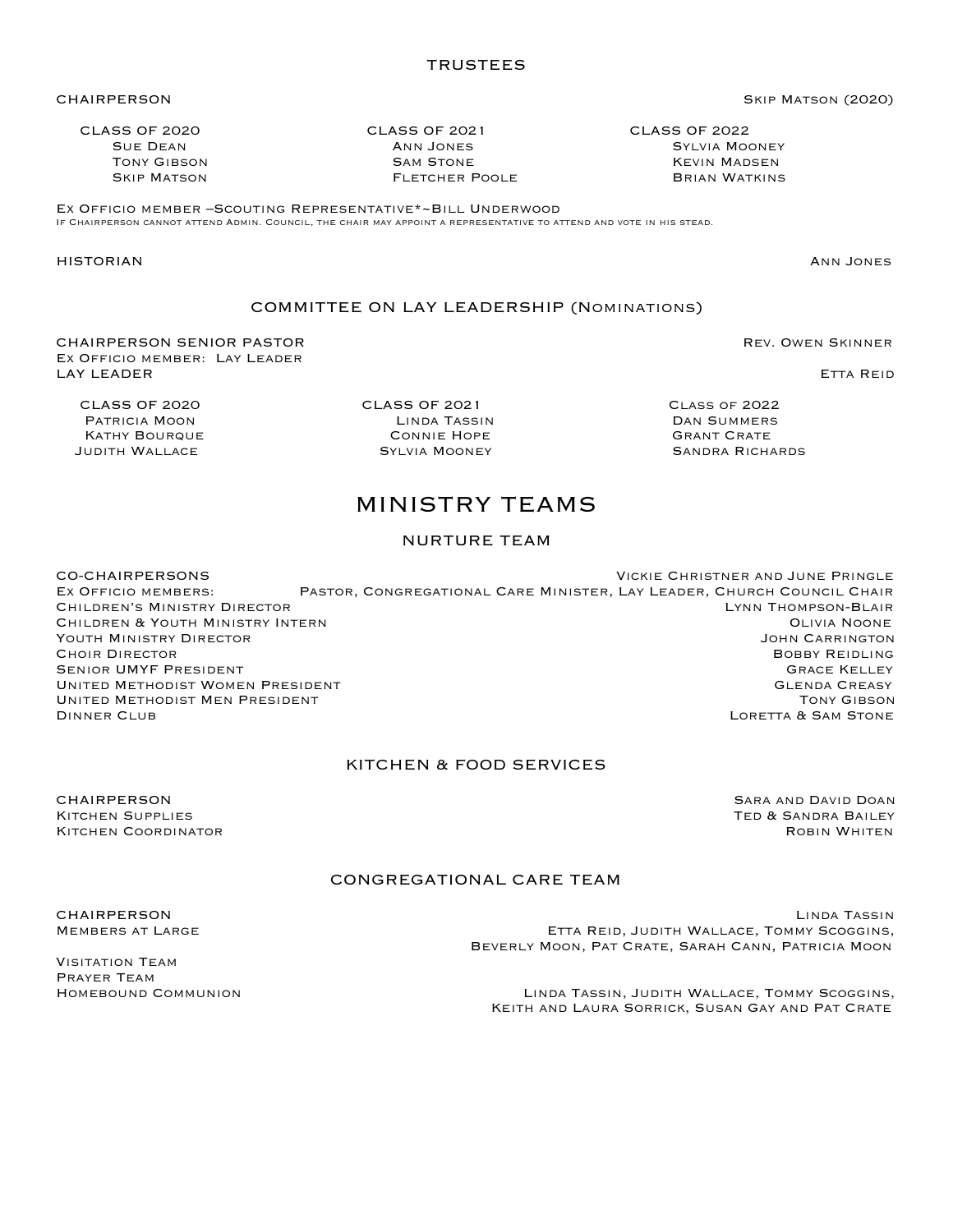## TRUSTEES

CHAIRPERSON — Skip Matson (2020)

| CLASS OF 2020 | CLASS OF 2021 | CLASS OF 2022 |
| --- | --- | --- |
| Sue Dean | Ann Jones | Sylvia Mooney |
| Tony Gibson | Sam Stone | Kevin Madsen |
| Skip Matson | Fletcher Poole | Brian Watkins |

Ex Officio member –Scouting Representative*~Bill Underwood

If Chairperson cannot attend Admin. Council, the chair may appoint a representative to attend and vote in his stead.

HISTORIAN — Ann Jones

## COMMITTEE ON LAY LEADERSHIP (Nominations)

CHAIRPERSON SENIOR PASTOR — Rev. Owen Skinner

Ex Officio member: Lay Leader

LAY LEADER — Etta Reid

| CLASS OF 2020 | CLASS OF 2021 | Class of 2022 |
| --- | --- | --- |
| Patricia Moon | Linda Tassin | Dan Summers |
| Kathy Bourque | Connie Hope | Grant Crate |
| Judith Wallace | Sylvia Mooney | Sandra Richards |

# MINISTRY TEAMS

## NURTURE TEAM

CO-CHAIRPERSONS — Vickie Christner and June Pringle

Ex Officio members: Pastor, Congregational Care Minister, Lay Leader, Church Council Chair

Children's Ministry Director — Lynn Thompson-Blair

Children & Youth Ministry Intern — Olivia Noone

Youth Ministry Director — John Carrington

Choir Director — Bobby Reidling

Senior UMYF President — Grace Kelley

United Methodist Women President — Glenda Creasy

United Methodist Men President — Tony Gibson

Dinner Club — Loretta & Sam Stone

## KITCHEN & FOOD SERVICES

CHAIRPERSON — Sara and David Doan

Kitchen Supplies — Ted & Sandra Bailey

Kitchen Coordinator — Robin Whiten

## CONGREGATIONAL CARE TEAM

CHAIRPERSON — Linda Tassin

Members at Large — Etta Reid, Judith Wallace, Tommy Scoggins, Beverly Moon, Pat Crate, Sarah Cann, Patricia Moon

Visitation Team

Prayer Team

Homebound Communion — Linda Tassin, Judith Wallace, Tommy Scoggins, Keith and Laura Sorrick, Susan Gay and Pat Crate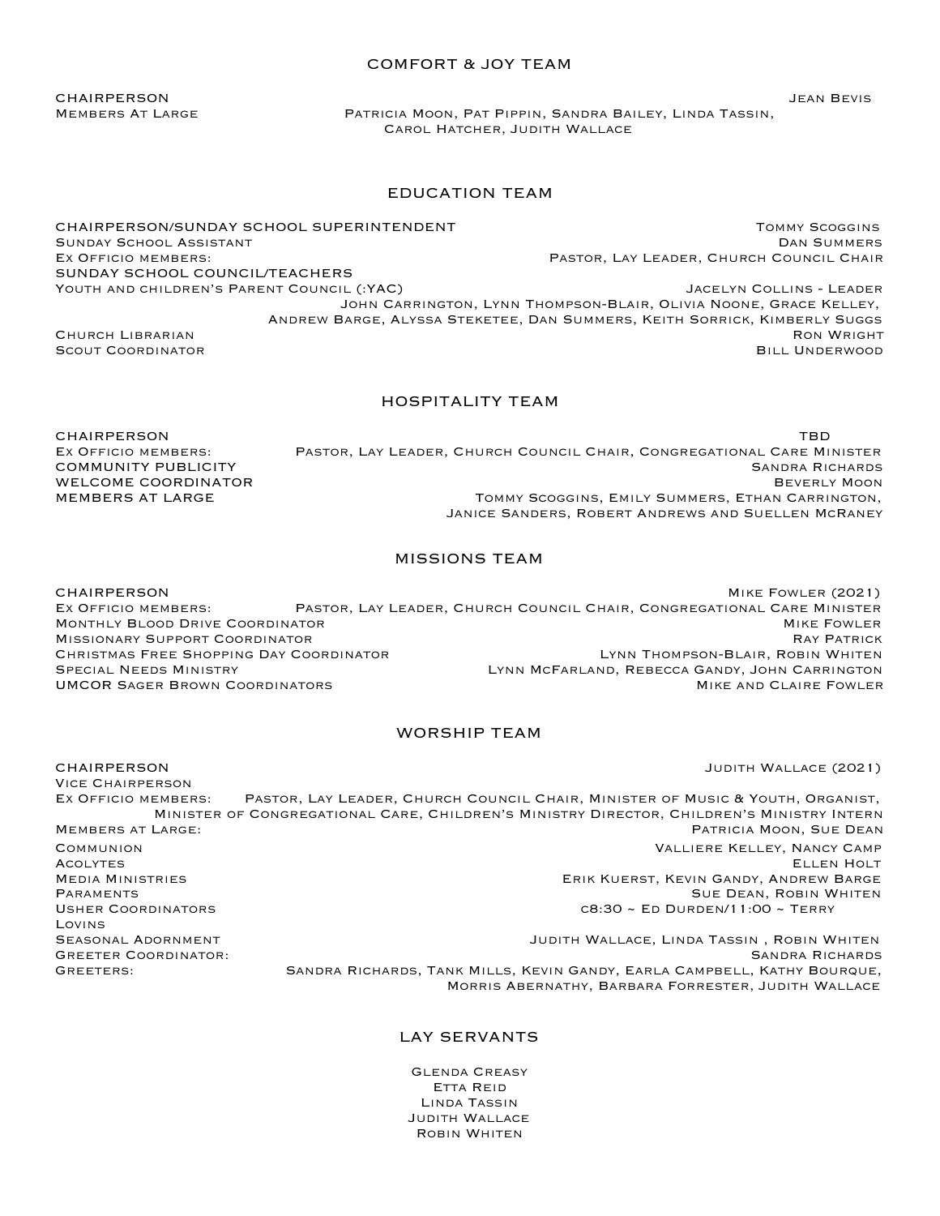## COMFORT & JOY TEAM

CHAIRPERSON — Jean Bevis
Members At Large — Patricia Moon, Pat Pippin, Sandra Bailey, Linda Tassin, Carol Hatcher, Judith Wallace

## EDUCATION TEAM

CHAIRPERSON/SUNDAY SCHOOL SUPERINTENDENT — Tommy Scoggins
Sunday School Assistant — Dan Summers
Ex Officio members: — Pastor, Lay Leader, Church Council Chair
SUNDAY SCHOOL COUNCIL/TEACHERS
Youth and children's Parent Council (:YAC) — Jacelyn Collins - Leader
John Carrington, Lynn Thompson-Blair, Olivia Noone, Grace Kelley, Andrew Barge, Alyssa Steketee, Dan Summers, Keith Sorrick, Kimberly Suggs
Church Librarian — Ron Wright
Scout Coordinator — Bill Underwood

## HOSPITALITY TEAM

CHAIRPERSON — TBD
Ex Officio members: — Pastor, Lay Leader, Church Council Chair, Congregational Care Minister
COMMUNITY PUBLICITY — Sandra Richards
WELCOME COORDINATOR — Beverly Moon
MEMBERS AT LARGE — Tommy Scoggins, Emily Summers, Ethan Carrington, Janice Sanders, Robert Andrews and Suellen McRaney

## MISSIONS TEAM

CHAIRPERSON — Mike Fowler (2021)
Ex Officio members: — Pastor, Lay Leader, Church Council Chair, Congregational Care Minister
Monthly Blood Drive Coordinator — Mike Fowler
Missionary Support Coordinator — Ray Patrick
Christmas Free Shopping Day Coordinator — Lynn Thompson-Blair, Robin Whiten
Special Needs Ministry — Lynn McFarland, Rebecca Gandy, John Carrington
UMCOR Sager Brown Coordinators — Mike and Claire Fowler

## WORSHIP TEAM

CHAIRPERSON — Judith Wallace (2021)
Vice Chairperson
Ex Officio members: — Pastor, Lay Leader, Church Council Chair, Minister of Music & Youth, Organist, Minister of Congregational Care, Children's Ministry Director, Children's Ministry Intern
Members at Large: — Patricia Moon, Sue Dean
Communion — Valliere Kelley, Nancy Camp
Acolytes — Ellen Holt
Media Ministries — Erik Kuerst, Kevin Gandy, Andrew Barge
Paraments — Sue Dean, Robin Whiten
Usher Coordinators — c8:30 ~ Ed Durden/11:00 ~ Terry Lovins
Seasonal Adornment — Judith Wallace, Linda Tassin , Robin Whiten
Greeter Coordinator: — Sandra Richards
Greeters: — Sandra Richards, Tank Mills, Kevin Gandy, Earla Campbell, Kathy Bourque, Morris Abernathy, Barbara Forrester, Judith Wallace

## LAY SERVANTS

Glenda Creasy
Etta Reid
Linda Tassin
Judith Wallace
Robin Whiten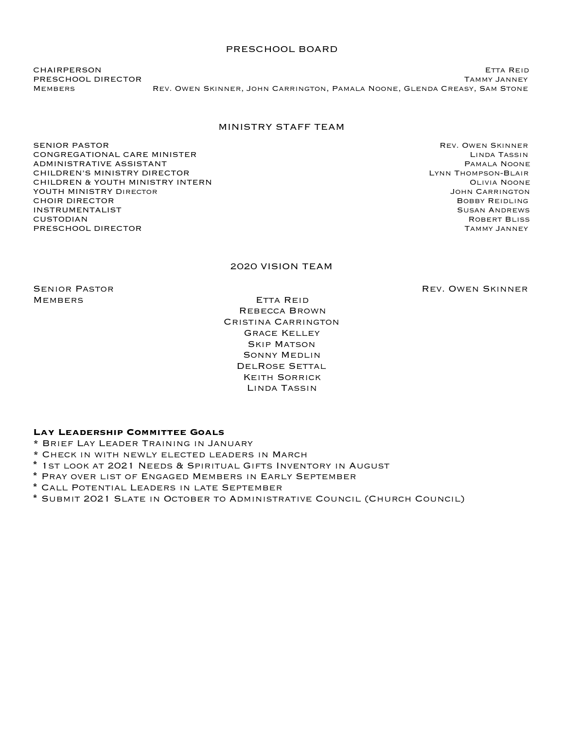## PRESCHOOL BOARD

| | |
|---|---|
| CHAIRPERSON | Etta Reid |
| PRESCHOOL DIRECTOR | Tammy Janney |
| Members | Rev. Owen Skinner, John Carrington, Pamala Noone, Glenda Creasy, Sam Stone |

## MINISTRY STAFF TEAM

| | |
|---|---|
| SENIOR PASTOR | Rev. Owen Skinner |
| CONGREGATIONAL CARE MINISTER | Linda Tassin |
| ADMINISTRATIVE ASSISTANT | Pamala Noone |
| CHILDREN'S MINISTRY DIRECTOR | Lynn Thompson-Blair |
| CHILDREN & YOUTH MINISTRY INTERN | Olivia Noone |
| YOUTH MINISTRY Director | John Carrington |
| CHOIR DIRECTOR | Bobby Reidling |
| INSTRUMENTALIST | Susan Andrews |
| CUSTODIAN | Robert Bliss |
| PRESCHOOL DIRECTOR | Tammy Janney |

## 2020 VISION TEAM

Senior Pastor — Rev. Owen Skinner

Members

Etta Reid
Rebecca Brown
Cristina Carrington
Grace Kelley
Skip Matson
Sonny Medlin
DelRose Settal
Keith Sorrick
Linda Tassin

**Lay Leadership Committee Goals**

* Brief Lay Leader Training in January
* Check in with newly elected leaders in March
* 1st look at 2021 Needs & Spiritual Gifts Inventory in August
* Pray over list of Engaged Members in Early September
* Call Potential Leaders in late September
* Submit 2021 Slate in October to Administrative Council (Church Council)